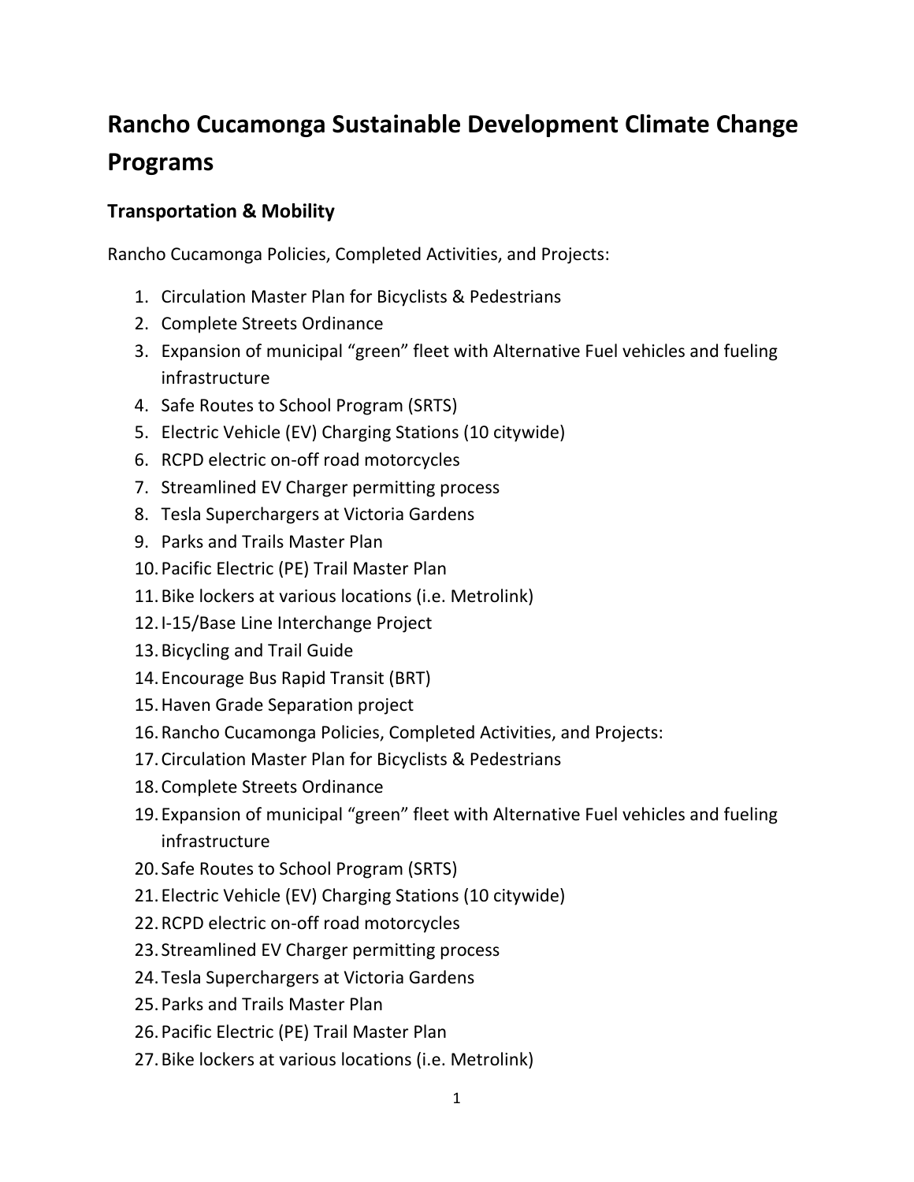# Rancho Cucamonga Sustainable Development Climate Change Programs

## Transportation & Mobility

Rancho Cucamonga Policies, Completed Activities, and Projects:

1. Circulation Master Plan for Bicyclists & Pedestrians
2. Complete Streets Ordinance
3. Expansion of municipal "green" fleet with Alternative Fuel vehicles and fueling infrastructure
4. Safe Routes to School Program (SRTS)
5. Electric Vehicle (EV) Charging Stations (10 citywide)
6. RCPD electric on-off road motorcycles
7. Streamlined EV Charger permitting process
8. Tesla Superchargers at Victoria Gardens
9. Parks and Trails Master Plan
10. Pacific Electric (PE) Trail Master Plan
11. Bike lockers at various locations (i.e. Metrolink)
12. I-15/Base Line Interchange Project
13. Bicycling and Trail Guide
14. Encourage Bus Rapid Transit (BRT)
15. Haven Grade Separation project
16. Rancho Cucamonga Policies, Completed Activities, and Projects:
17. Circulation Master Plan for Bicyclists & Pedestrians
18. Complete Streets Ordinance
19. Expansion of municipal "green" fleet with Alternative Fuel vehicles and fueling infrastructure
20. Safe Routes to School Program (SRTS)
21. Electric Vehicle (EV) Charging Stations (10 citywide)
22. RCPD electric on-off road motorcycles
23. Streamlined EV Charger permitting process
24. Tesla Superchargers at Victoria Gardens
25. Parks and Trails Master Plan
26. Pacific Electric (PE) Trail Master Plan
27. Bike lockers at various locations (i.e. Metrolink)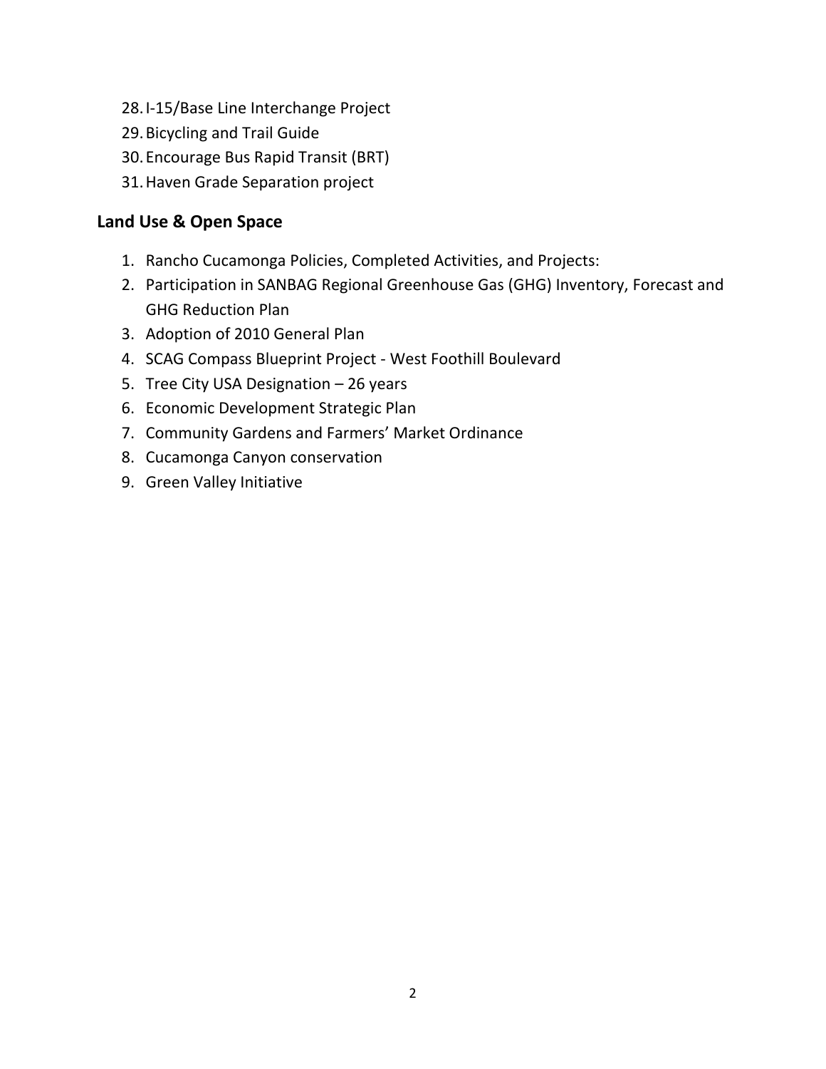28. I-15/Base Line Interchange Project
29. Bicycling and Trail Guide
30. Encourage Bus Rapid Transit (BRT)
31. Haven Grade Separation project

## Land Use & Open Space

1. Rancho Cucamonga Policies, Completed Activities, and Projects:
2. Participation in SANBAG Regional Greenhouse Gas (GHG) Inventory, Forecast and GHG Reduction Plan
3. Adoption of 2010 General Plan
4. SCAG Compass Blueprint Project - West Foothill Boulevard
5. Tree City USA Designation – 26 years
6. Economic Development Strategic Plan
7. Community Gardens and Farmers' Market Ordinance
8. Cucamonga Canyon conservation
9. Green Valley Initiative